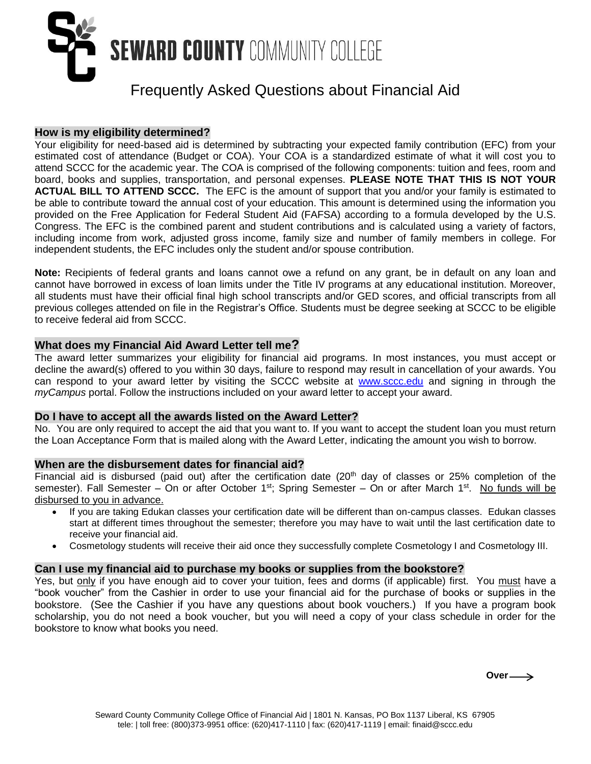# SEWARD COUNTY COMMUNITY COLLEGE

## Frequently Asked Questions about Financial Aid

### How is my eligibility determined?

Your eligibility for need-based aid is determined by subtracting your expected family contribution (EFC) from your estimated cost of attendance (Budget or COA). Your COA is a standardized estimate of what it will cost you to attend SCCC for the academic year. The COA is comprised of the following components: tuition and fees, room and board, books and supplies, transportation, and personal expenses. **PLEASE NOTE THAT THIS IS NOT YOUR ACTUAL BILL TO ATTEND SCCC.** The EFC is the amount of support that you and/or your family is estimated to be able to contribute toward the annual cost of your education. This amount is determined using the information you provided on the Free Application for Federal Student Aid (FAFSA) according to a formula developed by the U.S. Congress. The EFC is the combined parent and student contributions and is calculated using a variety of factors, including income from work, adjusted gross income, family size and number of family members in college. For independent students, the EFC includes only the student and/or spouse contribution.

**Note:** Recipients of federal grants and loans cannot owe a refund on any grant, be in default on any loan and cannot have borrowed in excess of loan limits under the Title IV programs at any educational institution. Moreover, all students must have their official final high school transcripts and/or GED scores, and official transcripts from all previous colleges attended on file in the Registrar's Office. Students must be degree seeking at SCCC to be eligible to receive federal aid from SCCC.

### What does my Financial Aid Award Letter tell me?

The award letter summarizes your eligibility for financial aid programs. In most instances, you must accept or decline the award(s) offered to you within 30 days, failure to respond may result in cancellation of your awards. You can respond to your award letter by visiting the SCCC website at www.sccc.edu and signing in through the *myCampus* portal. Follow the instructions included on your award letter to accept your award.

### Do I have to accept all the awards listed on the Award Letter?

No. You are only required to accept the aid that you want to. If you want to accept the student loan you must return the Loan Acceptance Form that is mailed along with the Award Letter, indicating the amount you wish to borrow.

### When are the disbursement dates for financial aid?

Financial aid is disbursed (paid out) after the certification date (20th day of classes or 25% completion of the semester). Fall Semester – On or after October 1st; Spring Semester – On or after March 1st. <u>No funds will be disbursed to you in advance.</u>

- If you are taking Edukan classes your certification date will be different than on-campus classes. Edukan classes start at different times throughout the semester; therefore you may have to wait until the last certification date to receive your financial aid.
- Cosmetology students will receive their aid once they successfully complete Cosmetology I and Cosmetology III.

### Can I use my financial aid to purchase my books or supplies from the bookstore?

Yes, but <u>only</u> if you have enough aid to cover your tuition, fees and dorms (if applicable) first. You <u>must</u> have a "book voucher" from the Cashier in order to use your financial aid for the purchase of books or supplies in the bookstore. (See the Cashier if you have any questions about book vouchers.) If you have a program book scholarship, you do not need a book voucher, but you will need a copy of your class schedule in order for the bookstore to know what books you need.

**Over** ⟶

Seward County Community College Office of Financial Aid | 1801 N. Kansas, PO Box 1137 Liberal, KS 67905
tele: | toll free: (800)373-9951 office: (620)417-1110 | fax: (620)417-1119 | email: finaid@sccc.edu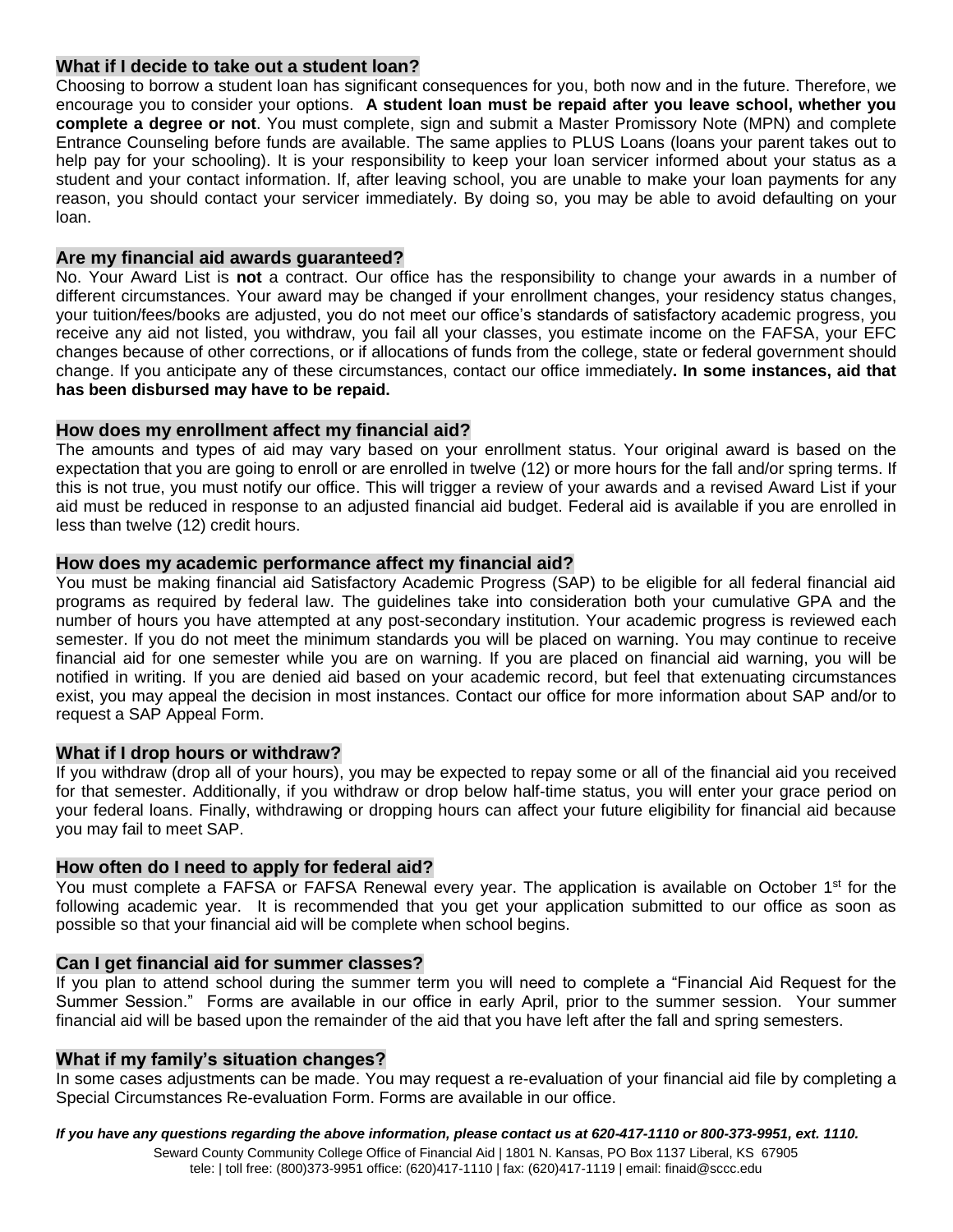### What if I decide to take out a student loan?

Choosing to borrow a student loan has significant consequences for you, both now and in the future. Therefore, we encourage you to consider your options. **A student loan must be repaid after you leave school, whether you complete a degree or not**. You must complete, sign and submit a Master Promissory Note (MPN) and complete Entrance Counseling before funds are available. The same applies to PLUS Loans (loans your parent takes out to help pay for your schooling). It is your responsibility to keep your loan servicer informed about your status as a student and your contact information. If, after leaving school, you are unable to make your loan payments for any reason, you should contact your servicer immediately. By doing so, you may be able to avoid defaulting on your loan.

### Are my financial aid awards guaranteed?

No. Your Award List is **not** a contract. Our office has the responsibility to change your awards in a number of different circumstances. Your award may be changed if your enrollment changes, your residency status changes, your tuition/fees/books are adjusted, you do not meet our office's standards of satisfactory academic progress, you receive any aid not listed, you withdraw, you fail all your classes, you estimate income on the FAFSA, your EFC changes because of other corrections, or if allocations of funds from the college, state or federal government should change. If you anticipate any of these circumstances, contact our office immediately**. In some instances, aid that has been disbursed may have to be repaid.**

### How does my enrollment affect my financial aid?

The amounts and types of aid may vary based on your enrollment status. Your original award is based on the expectation that you are going to enroll or are enrolled in twelve (12) or more hours for the fall and/or spring terms. If this is not true, you must notify our office. This will trigger a review of your awards and a revised Award List if your aid must be reduced in response to an adjusted financial aid budget. Federal aid is available if you are enrolled in less than twelve (12) credit hours.

### How does my academic performance affect my financial aid?

You must be making financial aid Satisfactory Academic Progress (SAP) to be eligible for all federal financial aid programs as required by federal law. The guidelines take into consideration both your cumulative GPA and the number of hours you have attempted at any post-secondary institution. Your academic progress is reviewed each semester. If you do not meet the minimum standards you will be placed on warning. You may continue to receive financial aid for one semester while you are on warning. If you are placed on financial aid warning, you will be notified in writing. If you are denied aid based on your academic record, but feel that extenuating circumstances exist, you may appeal the decision in most instances. Contact our office for more information about SAP and/or to request a SAP Appeal Form.

### What if I drop hours or withdraw?

If you withdraw (drop all of your hours), you may be expected to repay some or all of the financial aid you received for that semester. Additionally, if you withdraw or drop below half-time status, you will enter your grace period on your federal loans. Finally, withdrawing or dropping hours can affect your future eligibility for financial aid because you may fail to meet SAP.

### How often do I need to apply for federal aid?

You must complete a FAFSA or FAFSA Renewal every year. The application is available on October 1st for the following academic year. It is recommended that you get your application submitted to our office as soon as possible so that your financial aid will be complete when school begins.

### Can I get financial aid for summer classes?

If you plan to attend school during the summer term you will need to complete a "Financial Aid Request for the Summer Session." Forms are available in our office in early April, prior to the summer session. Your summer financial aid will be based upon the remainder of the aid that you have left after the fall and spring semesters.

### What if my family's situation changes?

In some cases adjustments can be made. You may request a re-evaluation of your financial aid file by completing a Special Circumstances Re-evaluation Form. Forms are available in our office.

***If you have any questions regarding the above information, please contact us at 620-417-1110 or 800-373-9951, ext. 1110.***

Seward County Community College Office of Financial Aid | 1801 N. Kansas, PO Box 1137 Liberal, KS 67905
tele: | toll free: (800)373-9951 office: (620)417-1110 | fax: (620)417-1119 | email: finaid@sccc.edu